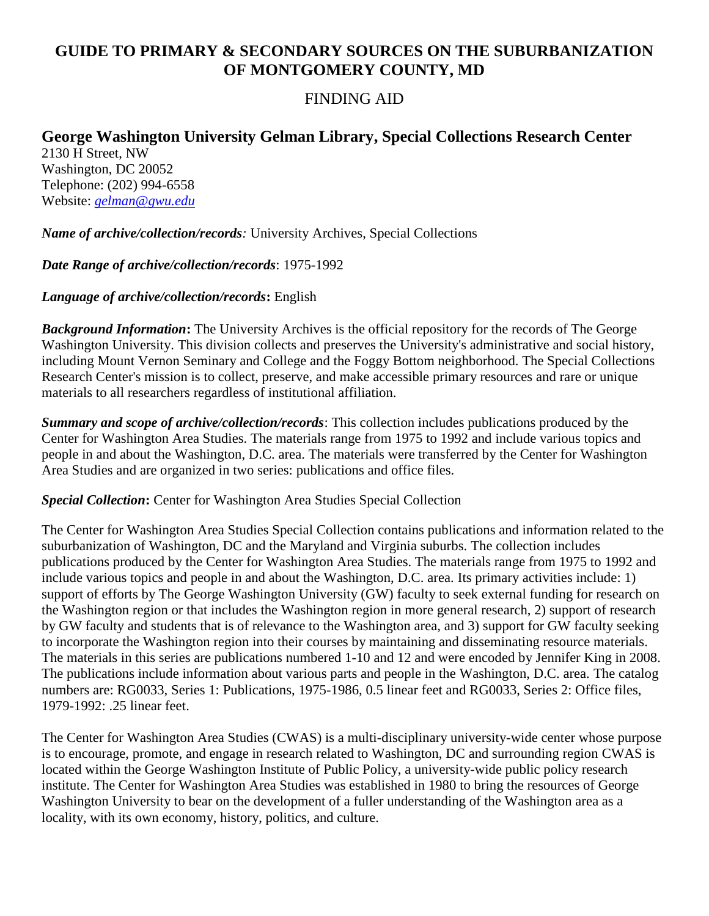# GUIDE TO PRIMARY & SECONDARY SOURCES ON THE SUBURBANIZATION OF MONTGOMERY COUNTY, MD

FINDING AID

## George Washington University Gelman Library, Special Collections Research Center

2130 H Street, NW
Washington, DC 20052
Telephone: (202) 994-6558
Website: *gelman@gwu.edu*

***Name of archive/collection/records:*** University Archives, Special Collections

***Date Range of archive/collection/records***: 1975-1992

***Language of archive/collection/records*****:** English

***Background Information*****:** The University Archives is the official repository for the records of The George Washington University. This division collects and preserves the University's administrative and social history, including Mount Vernon Seminary and College and the Foggy Bottom neighborhood. The Special Collections Research Center's mission is to collect, preserve, and make accessible primary resources and rare or unique materials to all researchers regardless of institutional affiliation.

***Summary and scope of archive/collection/records***: This collection includes publications produced by the Center for Washington Area Studies. The materials range from 1975 to 1992 and include various topics and people in and about the Washington, D.C. area. The materials were transferred by the Center for Washington Area Studies and are organized in two series: publications and office files.

***Special Collection*****:** Center for Washington Area Studies Special Collection

The Center for Washington Area Studies Special Collection contains publications and information related to the suburbanization of Washington, DC and the Maryland and Virginia suburbs. The collection includes publications produced by the Center for Washington Area Studies. The materials range from 1975 to 1992 and include various topics and people in and about the Washington, D.C. area. Its primary activities include: 1) support of efforts by The George Washington University (GW) faculty to seek external funding for research on the Washington region or that includes the Washington region in more general research, 2) support of research by GW faculty and students that is of relevance to the Washington area, and 3) support for GW faculty seeking to incorporate the Washington region into their courses by maintaining and disseminating resource materials. The materials in this series are publications numbered 1-10 and 12 and were encoded by Jennifer King in 2008. The publications include information about various parts and people in the Washington, D.C. area. The catalog numbers are: RG0033, Series 1: Publications, 1975-1986, 0.5 linear feet and RG0033, Series 2: Office files, 1979-1992: .25 linear feet.

The Center for Washington Area Studies (CWAS) is a multi-disciplinary university-wide center whose purpose is to encourage, promote, and engage in research related to Washington, DC and surrounding region CWAS is located within the George Washington Institute of Public Policy, a university-wide public policy research institute. The Center for Washington Area Studies was established in 1980 to bring the resources of George Washington University to bear on the development of a fuller understanding of the Washington area as a locality, with its own economy, history, politics, and culture.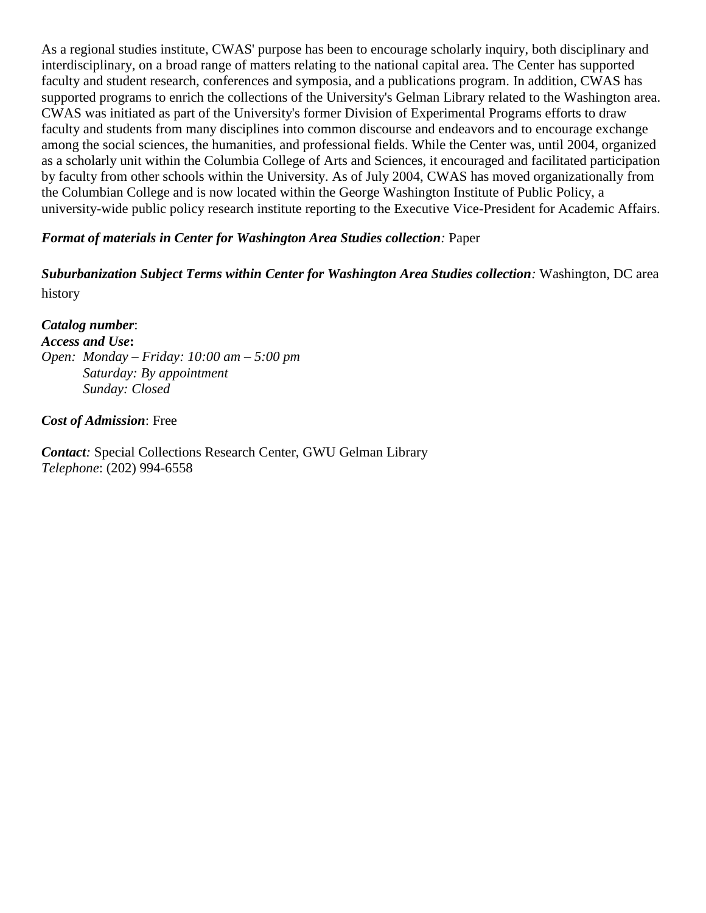As a regional studies institute, CWAS' purpose has been to encourage scholarly inquiry, both disciplinary and interdisciplinary, on a broad range of matters relating to the national capital area. The Center has supported faculty and student research, conferences and symposia, and a publications program. In addition, CWAS has supported programs to enrich the collections of the University's Gelman Library related to the Washington area. CWAS was initiated as part of the University's former Division of Experimental Programs efforts to draw faculty and students from many disciplines into common discourse and endeavors and to encourage exchange among the social sciences, the humanities, and professional fields. While the Center was, until 2004, organized as a scholarly unit within the Columbia College of Arts and Sciences, it encouraged and facilitated participation by faculty from other schools within the University. As of July 2004, CWAS has moved organizationally from the Columbian College and is now located within the George Washington Institute of Public Policy, a university-wide public policy research institute reporting to the Executive Vice-President for Academic Affairs.

***Format of materials in Center for Washington Area Studies collection**:* Paper

***Suburbanization Subject Terms within Center for Washington Area Studies collection**:* Washington, DC area history

***Catalog number***:

***Access and Use*:**

*Open: Monday – Friday: 10:00 am – 5:00 pm*
*Saturday: By appointment*
*Sunday: Closed*

***Cost of Admission***: Free

***Contact**:* Special Collections Research Center, GWU Gelman Library
*Telephone*: (202) 994-6558